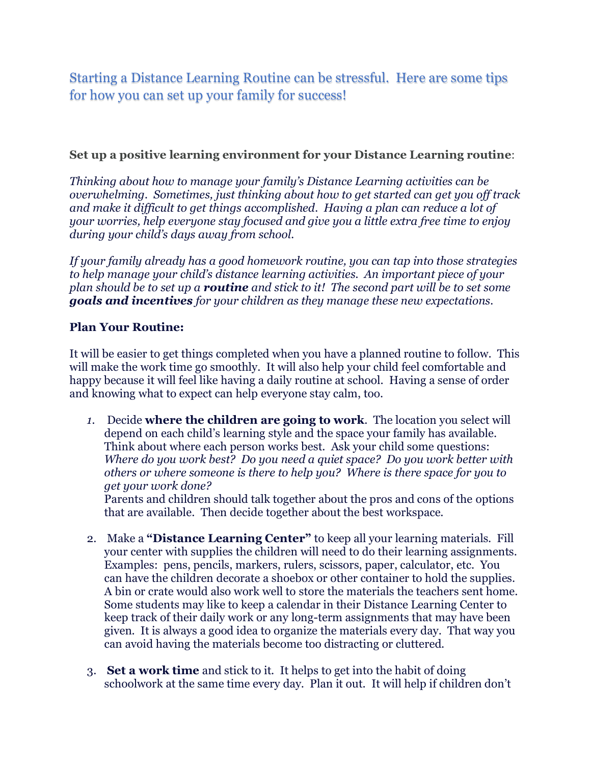## Starting a Distance Learning Routine can be stressful. Here are some tips for how you can set up your family for success!

**Set up a positive learning environment for your Distance Learning routine**:

*Thinking about how to manage your family's Distance Learning activities can be overwhelming. Sometimes, just thinking about how to get started can get you off track and make it difficult to get things accomplished. Having a plan can reduce a lot of your worries, help everyone stay focused and give you a little extra free time to enjoy during your child's days away from school.*

*If your family already has a good homework routine, you can tap into those strategies to help manage your child's distance learning activities. An important piece of your plan should be to set up a* ***routine*** *and stick to it! The second part will be to set some* ***goals and incentives*** *for your children as they manage these new expectations.*

### Plan Your Routine:

It will be easier to get things completed when you have a planned routine to follow. This will make the work time go smoothly. It will also help your child feel comfortable and happy because it will feel like having a daily routine at school. Having a sense of order and knowing what to expect can help everyone stay calm, too.

1. Decide **where the children are going to work**. The location you select will depend on each child's learning style and the space your family has available. Think about where each person works best. Ask your child some questions: *Where do you work best? Do you need a quiet space? Do you work better with others or where someone is there to help you? Where is there space for you to get your work done?*
   Parents and children should talk together about the pros and cons of the options that are available. Then decide together about the best workspace.

2. Make a **"Distance Learning Center"** to keep all your learning materials. Fill your center with supplies the children will need to do their learning assignments. Examples: pens, pencils, markers, rulers, scissors, paper, calculator, etc. You can have the children decorate a shoebox or other container to hold the supplies. A bin or crate would also work well to store the materials the teachers sent home. Some students may like to keep a calendar in their Distance Learning Center to keep track of their daily work or any long-term assignments that may have been given. It is always a good idea to organize the materials every day. That way you can avoid having the materials become too distracting or cluttered.

3. **Set a work time** and stick to it. It helps to get into the habit of doing schoolwork at the same time every day. Plan it out. It will help if children don't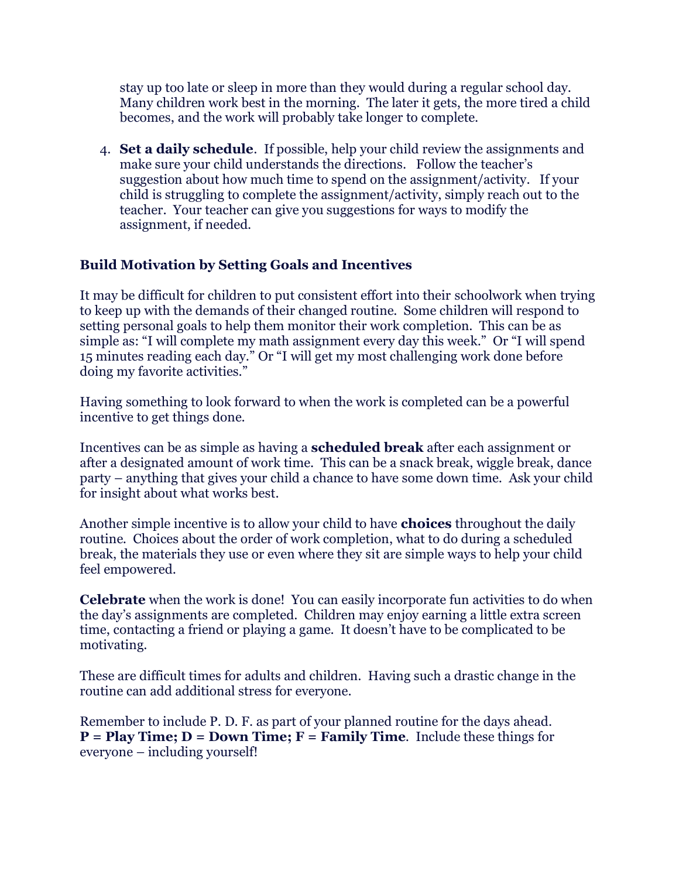stay up too late or sleep in more than they would during a regular school day. Many children work best in the morning. The later it gets, the more tired a child becomes, and the work will probably take longer to complete.

4. **Set a daily schedule**. If possible, help your child review the assignments and make sure your child understands the directions. Follow the teacher's suggestion about how much time to spend on the assignment/activity. If your child is struggling to complete the assignment/activity, simply reach out to the teacher. Your teacher can give you suggestions for ways to modify the assignment, if needed.

**Build Motivation by Setting Goals and Incentives**

It may be difficult for children to put consistent effort into their schoolwork when trying to keep up with the demands of their changed routine. Some children will respond to setting personal goals to help them monitor their work completion. This can be as simple as: "I will complete my math assignment every day this week." Or "I will spend 15 minutes reading each day." Or "I will get my most challenging work done before doing my favorite activities."

Having something to look forward to when the work is completed can be a powerful incentive to get things done.

Incentives can be as simple as having a **scheduled break** after each assignment or after a designated amount of work time. This can be a snack break, wiggle break, dance party – anything that gives your child a chance to have some down time. Ask your child for insight about what works best.

Another simple incentive is to allow your child to have **choices** throughout the daily routine. Choices about the order of work completion, what to do during a scheduled break, the materials they use or even where they sit are simple ways to help your child feel empowered.

**Celebrate** when the work is done! You can easily incorporate fun activities to do when the day's assignments are completed. Children may enjoy earning a little extra screen time, contacting a friend or playing a game. It doesn't have to be complicated to be motivating.

These are difficult times for adults and children. Having such a drastic change in the routine can add additional stress for everyone.

Remember to include P. D. F. as part of your planned routine for the days ahead.
**P = Play Time; D = Down Time; F = Family Time**. Include these things for everyone – including yourself!